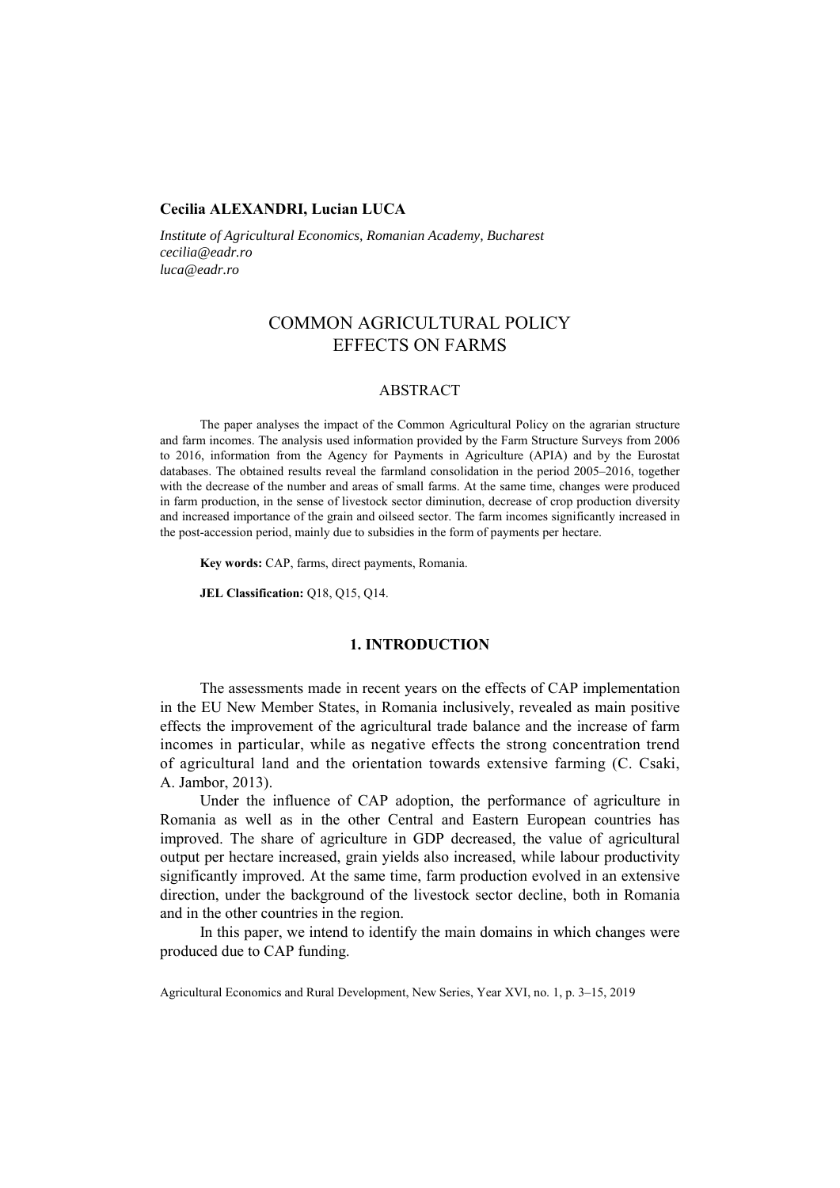**Cecilia ALEXANDRI, Lucian LUCA**

*Institute of Agricultural Economics, Romanian Academy, Bucharest*
*cecilia@eadr.ro*
*luca@eadr.ro*

# COMMON AGRICULTURAL POLICY EFFECTS ON FARMS

## ABSTRACT

The paper analyses the impact of the Common Agricultural Policy on the agrarian structure and farm incomes. The analysis used information provided by the Farm Structure Surveys from 2006 to 2016, information from the Agency for Payments in Agriculture (APIA) and by the Eurostat databases. The obtained results reveal the farmland consolidation in the period 2005–2016, together with the decrease of the number and areas of small farms. At the same time, changes were produced in farm production, in the sense of livestock sector diminution, decrease of crop production diversity and increased importance of the grain and oilseed sector. The farm incomes significantly increased in the post-accession period, mainly due to subsidies in the form of payments per hectare.

**Key words:** CAP, farms, direct payments, Romania.

**JEL Classification:** Q18, Q15, Q14.

## 1. INTRODUCTION

The assessments made in recent years on the effects of CAP implementation in the EU New Member States, in Romania inclusively, revealed as main positive effects the improvement of the agricultural trade balance and the increase of farm incomes in particular, while as negative effects the strong concentration trend of agricultural land and the orientation towards extensive farming (C. Csaki, A. Jambor, 2013).

Under the influence of CAP adoption, the performance of agriculture in Romania as well as in the other Central and Eastern European countries has improved. The share of agriculture in GDP decreased, the value of agricultural output per hectare increased, grain yields also increased, while labour productivity significantly improved. At the same time, farm production evolved in an extensive direction, under the background of the livestock sector decline, both in Romania and in the other countries in the region.

In this paper, we intend to identify the main domains in which changes were produced due to CAP funding.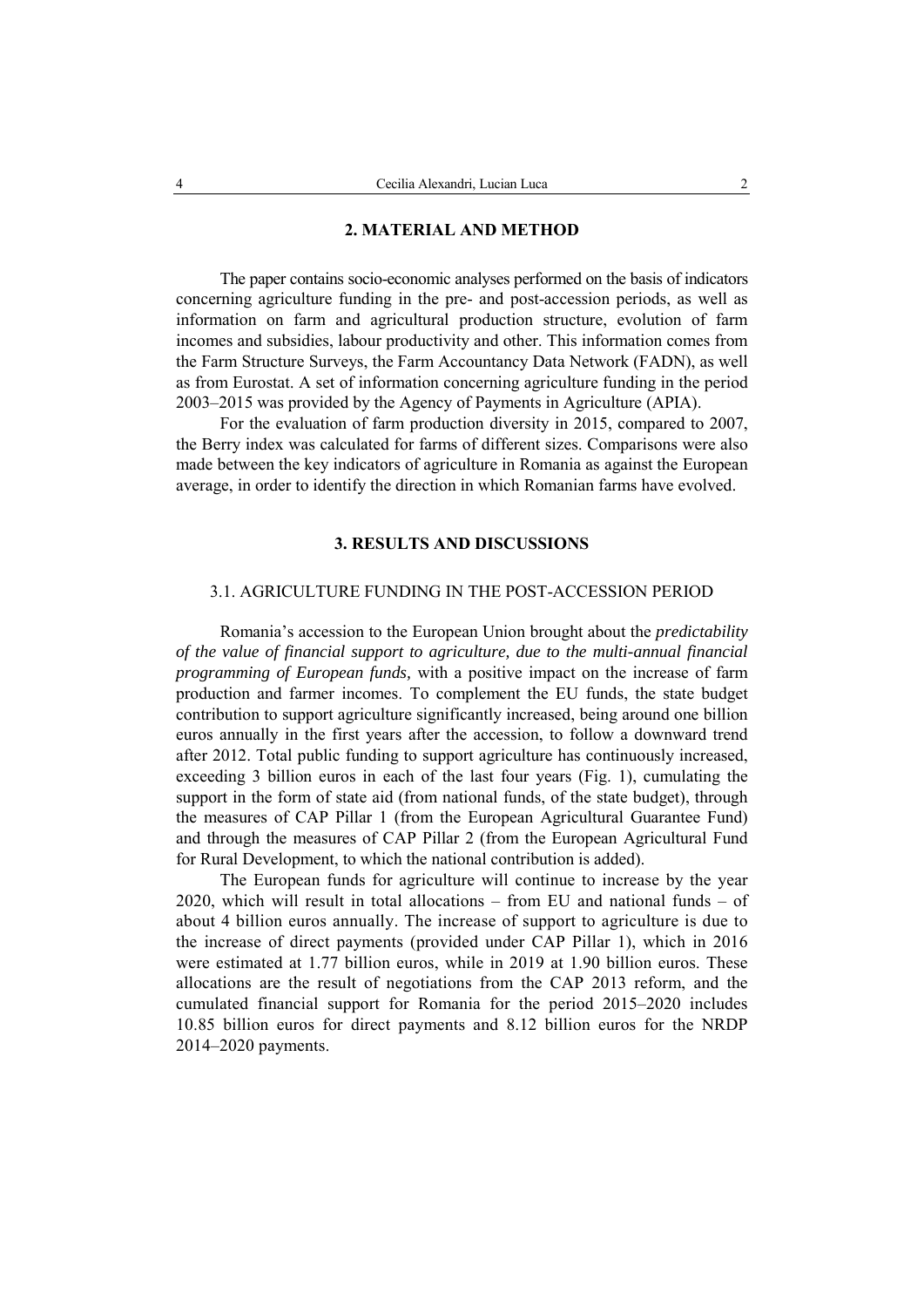## 2. MATERIAL AND METHOD

The paper contains socio-economic analyses performed on the basis of indicators concerning agriculture funding in the pre- and post-accession periods, as well as information on farm and agricultural production structure, evolution of farm incomes and subsidies, labour productivity and other. This information comes from the Farm Structure Surveys, the Farm Accountancy Data Network (FADN), as well as from Eurostat. A set of information concerning agriculture funding in the period 2003–2015 was provided by the Agency of Payments in Agriculture (APIA).

For the evaluation of farm production diversity in 2015, compared to 2007, the Berry index was calculated for farms of different sizes. Comparisons were also made between the key indicators of agriculture in Romania as against the European average, in order to identify the direction in which Romanian farms have evolved.

## 3. RESULTS AND DISCUSSIONS

### 3.1. AGRICULTURE FUNDING IN THE POST-ACCESSION PERIOD

Romania's accession to the European Union brought about the *predictability of the value of financial support to agriculture, due to the multi-annual financial programming of European funds,* with a positive impact on the increase of farm production and farmer incomes. To complement the EU funds, the state budget contribution to support agriculture significantly increased, being around one billion euros annually in the first years after the accession, to follow a downward trend after 2012. Total public funding to support agriculture has continuously increased, exceeding 3 billion euros in each of the last four years (Fig. 1), cumulating the support in the form of state aid (from national funds, of the state budget), through the measures of CAP Pillar 1 (from the European Agricultural Guarantee Fund) and through the measures of CAP Pillar 2 (from the European Agricultural Fund for Rural Development, to which the national contribution is added).

The European funds for agriculture will continue to increase by the year 2020, which will result in total allocations – from EU and national funds – of about 4 billion euros annually. The increase of support to agriculture is due to the increase of direct payments (provided under CAP Pillar 1), which in 2016 were estimated at 1.77 billion euros, while in 2019 at 1.90 billion euros. These allocations are the result of negotiations from the CAP 2013 reform, and the cumulated financial support for Romania for the period 2015–2020 includes 10.85 billion euros for direct payments and 8.12 billion euros for the NRDP 2014–2020 payments.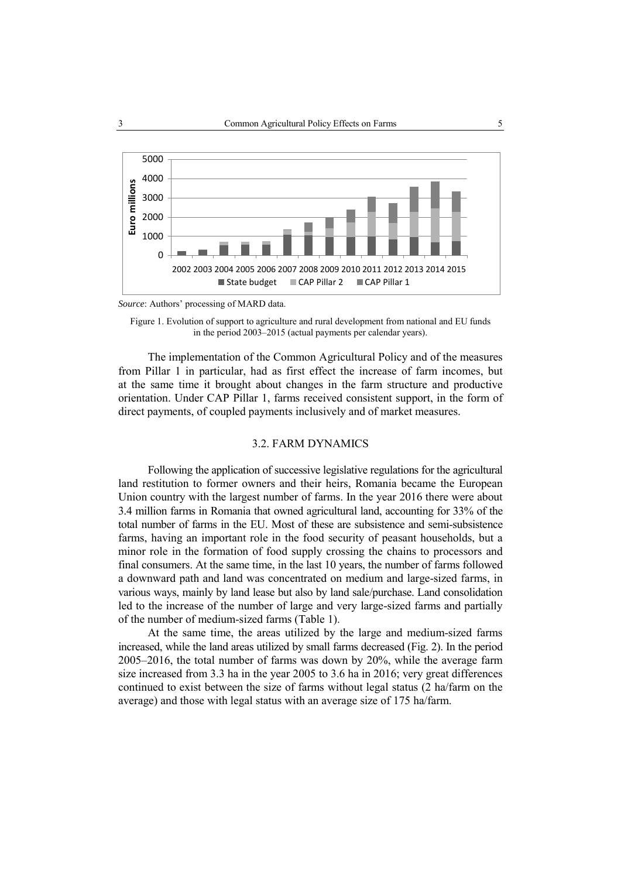5000

4000

3000

2000

1000

0

Euro millions

2002 2003 2004 2005 2006 2007 2008 2009 2010 2011 2012 2013 2014 2015

State budget   CAP Pillar 2   CAP Pillar 1

*Source*: Authors' processing of MARD data.

Figure 1. Evolution of support to agriculture and rural development from national and EU funds in the period 2003–2015 (actual payments per calendar years).

The implementation of the Common Agricultural Policy and of the measures from Pillar 1 in particular, had as first effect the increase of farm incomes, but at the same time it brought about changes in the farm structure and productive orientation. Under CAP Pillar 1, farms received consistent support, in the form of direct payments, of coupled payments inclusively and of market measures.

### 3.2. FARM DYNAMICS

Following the application of successive legislative regulations for the agricultural land restitution to former owners and their heirs, Romania became the European Union country with the largest number of farms. In the year 2016 there were about 3.4 million farms in Romania that owned agricultural land, accounting for 33% of the total number of farms in the EU. Most of these are subsistence and semi-subsistence farms, having an important role in the food security of peasant households, but a minor role in the formation of food supply crossing the chains to processors and final consumers. At the same time, in the last 10 years, the number of farms followed a downward path and land was concentrated on medium and large-sized farms, in various ways, mainly by land lease but also by land sale/purchase. Land consolidation led to the increase of the number of large and very large-sized farms and partially of the number of medium-sized farms (Table 1).

At the same time, the areas utilized by the large and medium-sized farms increased, while the land areas utilized by small farms decreased (Fig. 2). In the period 2005–2016, the total number of farms was down by 20%, while the average farm size increased from 3.3 ha in the year 2005 to 3.6 ha in 2016; very great differences continued to exist between the size of farms without legal status (2 ha/farm on the average) and those with legal status with an average size of 175 ha/farm.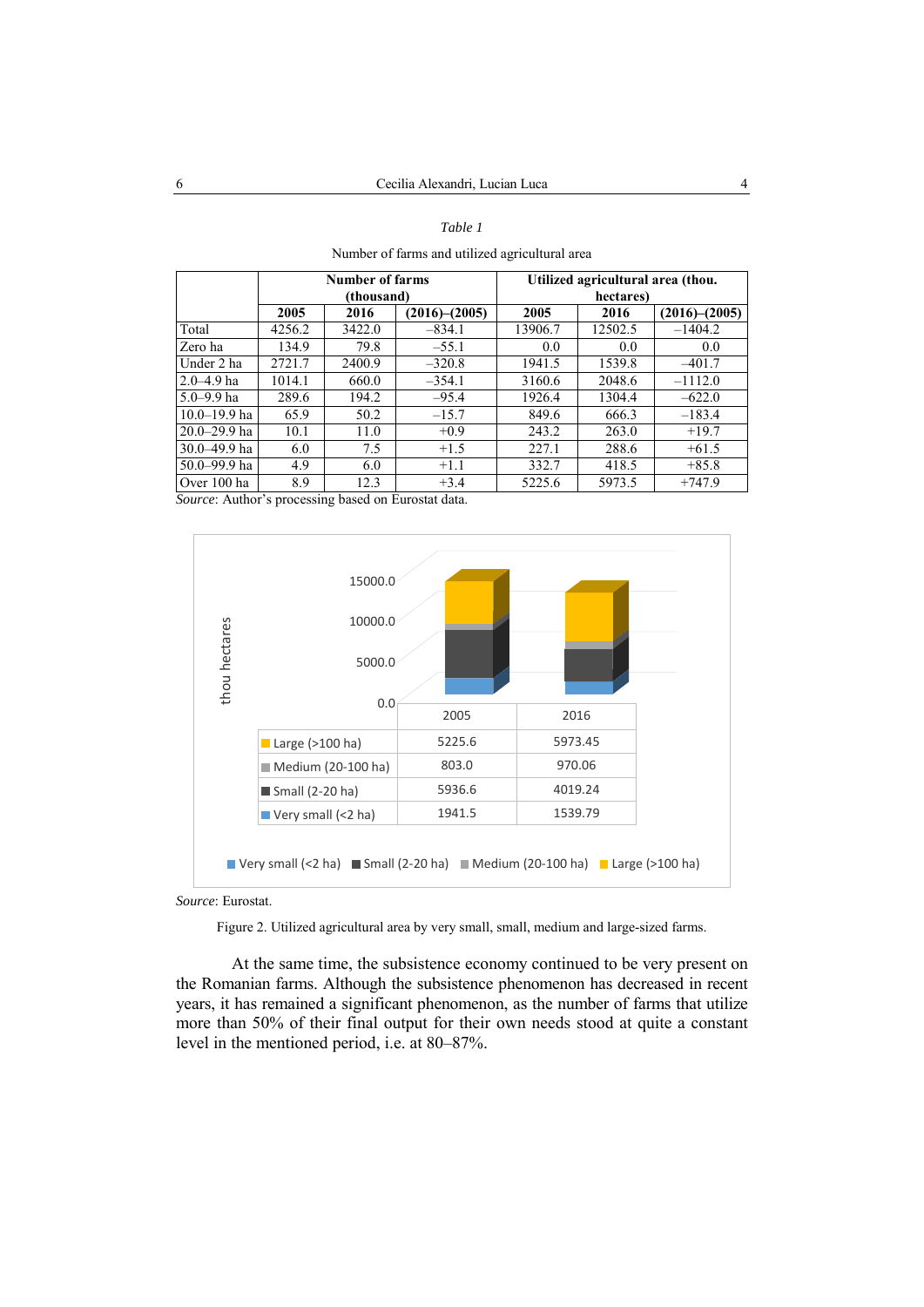*Table 1*

Number of farms and utilized agricultural area

| | Number of farms (thousand) | | | Utilized agricultural area (thou. hectares) | | |
|---|---|---|---|---|---|---|
| | **2005** | **2016** | **(2016)–(2005)** | **2005** | **2016** | **(2016)–(2005)** |
| Total | 4256.2 | 3422.0 | –834.1 | 13906.7 | 12502.5 | –1404.2 |
| Zero ha | 134.9 | 79.8 | –55.1 | 0.0 | 0.0 | 0.0 |
| Under 2 ha | 2721.7 | 2400.9 | –320.8 | 1941.5 | 1539.8 | –401.7 |
| 2.0–4.9 ha | 1014.1 | 660.0 | –354.1 | 3160.6 | 2048.6 | –1112.0 |
| 5.0–9.9 ha | 289.6 | 194.2 | –95.4 | 1926.4 | 1304.4 | –622.0 |
| 10.0–19.9 ha | 65.9 | 50.2 | –15.7 | 849.6 | 666.3 | –183.4 |
| 20.0–29.9 ha | 10.1 | 11.0 | +0.9 | 243.2 | 263.0 | +19.7 |
| 30.0–49.9 ha | 6.0 | 7.5 | +1.5 | 227.1 | 288.6 | +61.5 |
| 50.0–99.9 ha | 4.9 | 6.0 | +1.1 | 332.7 | 418.5 | +85.8 |
| Over 100 ha | 8.9 | 12.3 | +3.4 | 5225.6 | 5973.5 | +747.9 |

*Source*: Author's processing based on Eurostat data.

thou hectares
15000.0
10000.0
5000.0
0.0
2005
2016
Large (>100 ha) 5225.6 5973.45
Medium (20-100 ha) 803.0 970.06
Small (2-20 ha) 5936.6 4019.24
Very small (<2 ha) 1941.5 1539.79
Very small (<2 ha) Small (2-20 ha) Medium (20-100 ha) Large (>100 ha)

*Source*: Eurostat.

Figure 2. Utilized agricultural area by very small, small, medium and large-sized farms.

At the same time, the subsistence economy continued to be very present on the Romanian farms. Although the subsistence phenomenon has decreased in recent years, it has remained a significant phenomenon, as the number of farms that utilize more than 50% of their final output for their own needs stood at quite a constant level in the mentioned period, i.e. at 80–87%.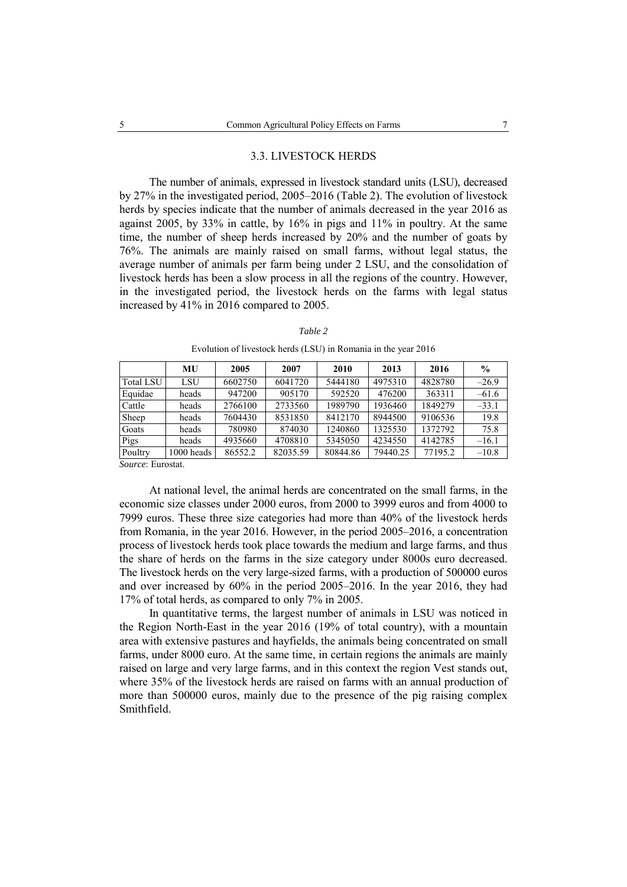### 3.3. LIVESTOCK HERDS

The number of animals, expressed in livestock standard units (LSU), decreased by 27% in the investigated period, 2005–2016 (Table 2). The evolution of livestock herds by species indicate that the number of animals decreased in the year 2016 as against 2005, by 33% in cattle, by 16% in pigs and 11% in poultry. At the same time, the number of sheep herds increased by 20% and the number of goats by 76%. The animals are mainly raised on small farms, without legal status, the average number of animals per farm being under 2 LSU, and the consolidation of livestock herds has been a slow process in all the regions of the country. However, in the investigated period, the livestock herds on the farms with legal status increased by 41% in 2016 compared to 2005.

*Table 2*

Evolution of livestock herds (LSU) in Romania in the year 2016

| | MU | 2005 | 2007 | 2010 | 2013 | 2016 | % |
|---|---|---|---|---|---|---|---|
| Total LSU | LSU | 6602750 | 6041720 | 5444180 | 4975310 | 4828780 | –26.9 |
| Equidae | heads | 947200 | 905170 | 592520 | 476200 | 363311 | –61.6 |
| Cattle | heads | 2766100 | 2733560 | 1989790 | 1936460 | 1849279 | –33.1 |
| Sheep | heads | 7604430 | 8531850 | 8412170 | 8944500 | 9106536 | 19.8 |
| Goats | heads | 780980 | 874030 | 1240860 | 1325530 | 1372792 | 75.8 |
| Pigs | heads | 4935660 | 4708810 | 5345050 | 4234550 | 4142785 | –16.1 |
| Poultry | 1000 heads | 86552.2 | 82035.59 | 80844.86 | 79440.25 | 77195.2 | –10.8 |

*Source*: Eurostat.

At national level, the animal herds are concentrated on the small farms, in the economic size classes under 2000 euros, from 2000 to 3999 euros and from 4000 to 7999 euros. These three size categories had more than 40% of the livestock herds from Romania, in the year 2016. However, in the period 2005–2016, a concentration process of livestock herds took place towards the medium and large farms, and thus the share of herds on the farms in the size category under 8000s euro decreased. The livestock herds on the very large-sized farms, with a production of 500000 euros and over increased by 60% in the period 2005–2016. In the year 2016, they had 17% of total herds, as compared to only 7% in 2005.

In quantitative terms, the largest number of animals in LSU was noticed in the Region North-East in the year 2016 (19% of total country), with a mountain area with extensive pastures and hayfields, the animals being concentrated on small farms, under 8000 euro. At the same time, in certain regions the animals are mainly raised on large and very large farms, and in this context the region Vest stands out, where 35% of the livestock herds are raised on farms with an annual production of more than 500000 euros, mainly due to the presence of the pig raising complex Smithfield.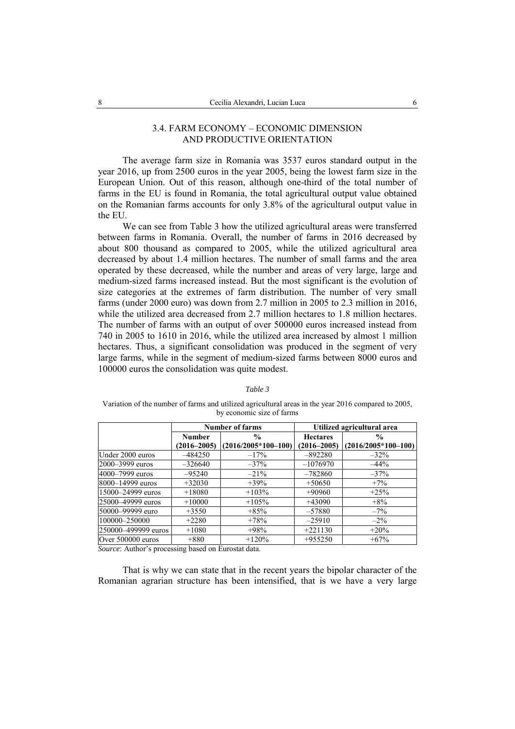### 3.4. FARM ECONOMY – ECONOMIC DIMENSION AND PRODUCTIVE ORIENTATION

The average farm size in Romania was 3537 euros standard output in the year 2016, up from 2500 euros in the year 2005, being the lowest farm size in the European Union. Out of this reason, although one-third of the total number of farms in the EU is found in Romania, the total agricultural output value obtained on the Romanian farms accounts for only 3.8% of the agricultural output value in the EU.

We can see from Table 3 how the utilized agricultural areas were transferred between farms in Romania. Overall, the number of farms in 2016 decreased by about 800 thousand as compared to 2005, while the utilized agricultural area decreased by about 1.4 million hectares. The number of small farms and the area operated by these decreased, while the number and areas of very large, large and medium-sized farms increased instead. But the most significant is the evolution of size categories at the extremes of farm distribution. The number of very small farms (under 2000 euro) was down from 2.7 million in 2005 to 2.3 million in 2016, while the utilized area decreased from 2.7 million hectares to 1.8 million hectares. The number of farms with an output of over 500000 euros increased instead from 740 in 2005 to 1610 in 2016, while the utilized area increased by almost 1 million hectares. Thus, a significant consolidation was produced in the segment of very large farms, while in the segment of medium-sized farms between 8000 euros and 100000 euros the consolidation was quite modest.

*Table 3*

Variation of the number of farms and utilized agricultural areas in the year 2016 compared to 2005, by economic size of farms

| | Number of farms | | Utilized agricultural area | |
|---|---|---|---|---|
| | **Number (2016–2005)** | **% (2016/2005*100–100)** | **Hectares (2016–2005)** | **% (2016/2005*100–100)** |
| Under 2000 euros | –484250 | –17% | –892280 | –32% |
| 2000–3999 euros | –326640 | –37% | –1076970 | –44% |
| 4000–7999 euros | –95240 | –21% | –782860 | –37% |
| 8000–14999 euros | +32030 | +39% | +50650 | +7% |
| 15000–24999 euros | +18080 | +103% | +90960 | +25% |
| 25000–49999 euros | +10000 | +105% | +43090 | +8% |
| 50000–99999 euro | +3550 | +85% | –57880 | –7% |
| 100000–250000 | +2280 | +78% | –25910 | –2% |
| 250000–499999 euros | +1080 | +98% | +221130 | +20% |
| Over 500000 euros | +880 | +120% | +955250 | +67% |

*Source*: Author's processing based on Eurostat data.

That is why we can state that in the recent years the bipolar character of the Romanian agrarian structure has been intensified, that is we have a very large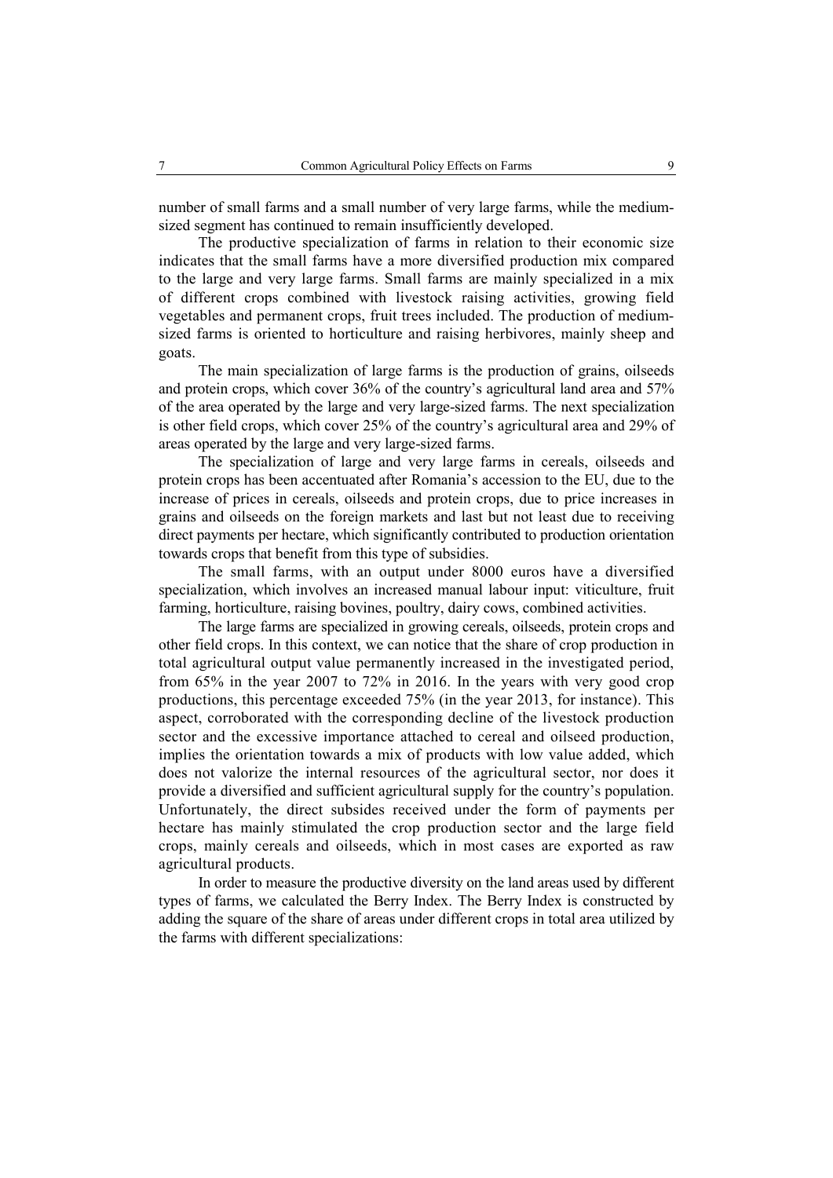number of small farms and a small number of very large farms, while the medium-sized segment has continued to remain insufficiently developed.

The productive specialization of farms in relation to their economic size indicates that the small farms have a more diversified production mix compared to the large and very large farms. Small farms are mainly specialized in a mix of different crops combined with livestock raising activities, growing field vegetables and permanent crops, fruit trees included. The production of medium-sized farms is oriented to horticulture and raising herbivores, mainly sheep and goats.

The main specialization of large farms is the production of grains, oilseeds and protein crops, which cover 36% of the country's agricultural land area and 57% of the area operated by the large and very large-sized farms. The next specialization is other field crops, which cover 25% of the country's agricultural area and 29% of areas operated by the large and very large-sized farms.

The specialization of large and very large farms in cereals, oilseeds and protein crops has been accentuated after Romania's accession to the EU, due to the increase of prices in cereals, oilseeds and protein crops, due to price increases in grains and oilseeds on the foreign markets and last but not least due to receiving direct payments per hectare, which significantly contributed to production orientation towards crops that benefit from this type of subsidies.

The small farms, with an output under 8000 euros have a diversified specialization, which involves an increased manual labour input: viticulture, fruit farming, horticulture, raising bovines, poultry, dairy cows, combined activities.

The large farms are specialized in growing cereals, oilseeds, protein crops and other field crops. In this context, we can notice that the share of crop production in total agricultural output value permanently increased in the investigated period, from 65% in the year 2007 to 72% in 2016. In the years with very good crop productions, this percentage exceeded 75% (in the year 2013, for instance). This aspect, corroborated with the corresponding decline of the livestock production sector and the excessive importance attached to cereal and oilseed production, implies the orientation towards a mix of products with low value added, which does not valorize the internal resources of the agricultural sector, nor does it provide a diversified and sufficient agricultural supply for the country's population. Unfortunately, the direct subsides received under the form of payments per hectare has mainly stimulated the crop production sector and the large field crops, mainly cereals and oilseeds, which in most cases are exported as raw agricultural products.

In order to measure the productive diversity on the land areas used by different types of farms, we calculated the Berry Index. The Berry Index is constructed by adding the square of the share of areas under different crops in total area utilized by the farms with different specializations: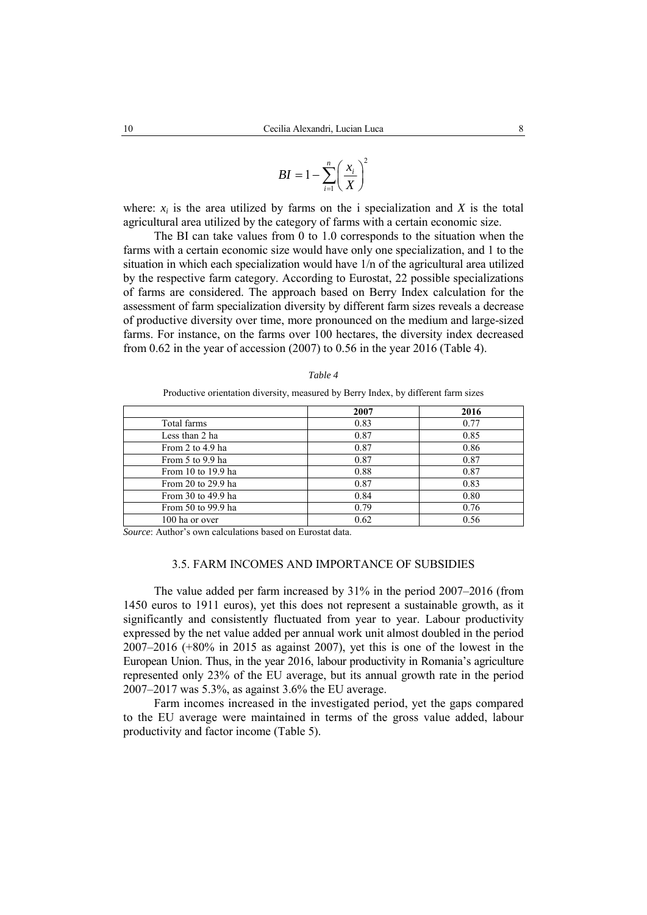$$BI = 1 - \sum_{i=1}^{n} \left( \frac{x_i}{X} \right)^2$$

where: $x_i$ is the area utilized by farms on the i specialization and $X$ is the total agricultural area utilized by the category of farms with a certain economic size.

The BI can take values from 0 to 1.0 corresponds to the situation when the farms with a certain economic size would have only one specialization, and 1 to the situation in which each specialization would have 1/n of the agricultural area utilized by the respective farm category. According to Eurostat, 22 possible specializations of farms are considered. The approach based on Berry Index calculation for the assessment of farm specialization diversity by different farm sizes reveals a decrease of productive diversity over time, more pronounced on the medium and large-sized farms. For instance, on the farms over 100 hectares, the diversity index decreased from 0.62 in the year of accession (2007) to 0.56 in the year 2016 (Table 4).

*Table 4*

Productive orientation diversity, measured by Berry Index, by different farm sizes

| | 2007 | 2016 |
|---|---|---|
| Total farms | 0.83 | 0.77 |
| Less than 2 ha | 0.87 | 0.85 |
| From 2 to 4.9 ha | 0.87 | 0.86 |
| From 5 to 9.9 ha | 0.87 | 0.87 |
| From 10 to 19.9 ha | 0.88 | 0.87 |
| From 20 to 29.9 ha | 0.87 | 0.83 |
| From 30 to 49.9 ha | 0.84 | 0.80 |
| From 50 to 99.9 ha | 0.79 | 0.76 |
| 100 ha or over | 0.62 | 0.56 |

*Source*: Author's own calculations based on Eurostat data.

### 3.5. FARM INCOMES AND IMPORTANCE OF SUBSIDIES

The value added per farm increased by 31% in the period 2007–2016 (from 1450 euros to 1911 euros), yet this does not represent a sustainable growth, as it significantly and consistently fluctuated from year to year. Labour productivity expressed by the net value added per annual work unit almost doubled in the period 2007–2016 (+80% in 2015 as against 2007), yet this is one of the lowest in the European Union. Thus, in the year 2016, labour productivity in Romania's agriculture represented only 23% of the EU average, but its annual growth rate in the period 2007–2017 was 5.3%, as against 3.6% the EU average.

Farm incomes increased in the investigated period, yet the gaps compared to the EU average were maintained in terms of the gross value added, labour productivity and factor income (Table 5).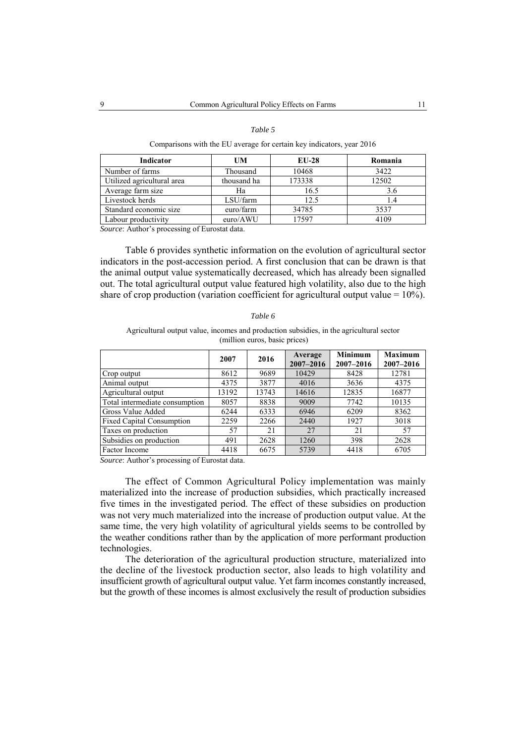*Table 5*

Comparisons with the EU average for certain key indicators, year 2016

| Indicator | UM | EU-28 | Romania |
|---|---|---|---|
| Number of farms | Thousand | 10468 | 3422 |
| Utilized agricultural area | thousand ha | 173338 | 12502 |
| Average farm size | Ha | 16.5 | 3.6 |
| Livestock herds | LSU/farm | 12.5 | 1.4 |
| Standard economic size | euro/farm | 34785 | 3537 |
| Labour productivity | euro/AWU | 17597 | 4109 |

*Source*: Author's processing of Eurostat data.

Table 6 provides synthetic information on the evolution of agricultural sector indicators in the post-accession period. A first conclusion that can be drawn is that the animal output value systematically decreased, which has already been signalled out. The total agricultural output value featured high volatility, also due to the high share of crop production (variation coefficient for agricultural output value = 10%).

*Table 6*

Agricultural output value, incomes and production subsidies, in the agricultural sector (million euros, basic prices)

| | 2007 | 2016 | Average 2007–2016 | Minimum 2007–2016 | Maximum 2007–2016 |
|---|---|---|---|---|---|
| Crop output | 8612 | 9689 | 10429 | 8428 | 12781 |
| Animal output | 4375 | 3877 | 4016 | 3636 | 4375 |
| Agricultural output | 13192 | 13743 | 14616 | 12835 | 16877 |
| Total intermediate consumption | 8057 | 8838 | 9009 | 7742 | 10135 |
| Gross Value Added | 6244 | 6333 | 6946 | 6209 | 8362 |
| Fixed Capital Consumption | 2259 | 2266 | 2440 | 1927 | 3018 |
| Taxes on production | 57 | 21 | 27 | 21 | 57 |
| Subsidies on production | 491 | 2628 | 1260 | 398 | 2628 |
| Factor Income | 4418 | 6675 | 5739 | 4418 | 6705 |

*Source*: Author's processing of Eurostat data.

The effect of Common Agricultural Policy implementation was mainly materialized into the increase of production subsidies, which practically increased five times in the investigated period. The effect of these subsidies on production was not very much materialized into the increase of production output value. At the same time, the very high volatility of agricultural yields seems to be controlled by the weather conditions rather than by the application of more performant production technologies.

The deterioration of the agricultural production structure, materialized into the decline of the livestock production sector, also leads to high volatility and insufficient growth of agricultural output value. Yet farm incomes constantly increased, but the growth of these incomes is almost exclusively the result of production subsidies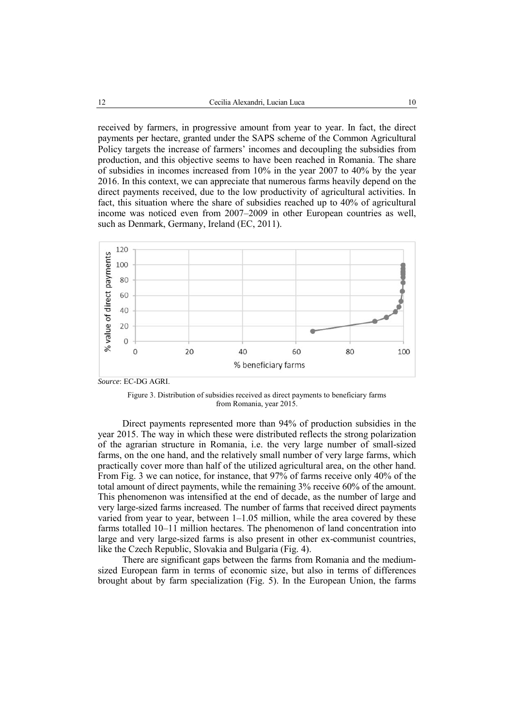received by farmers, in progressive amount from year to year. In fact, the direct payments per hectare, granted under the SAPS scheme of the Common Agricultural Policy targets the increase of farmers' incomes and decoupling the subsidies from production, and this objective seems to have been reached in Romania. The share of subsidies in incomes increased from 10% in the year 2007 to 40% by the year 2016. In this context, we can appreciate that numerous farms heavily depend on the direct payments received, due to the low productivity of agricultural activities. In fact, this situation where the share of subsidies reached up to 40% of agricultural income was noticed even from 2007–2009 in other European countries as well, such as Denmark, Germany, Ireland (EC, 2011).

% value of direct payments

120
100
80
60
40
20
0

0 20 40 60 80 100

% beneficiary farms

*Source*: EC-DG AGRI.

Figure 3. Distribution of subsidies received as direct payments to beneficiary farms from Romania, year 2015.

Direct payments represented more than 94% of production subsidies in the year 2015. The way in which these were distributed reflects the strong polarization of the agrarian structure in Romania, i.e. the very large number of small-sized farms, on the one hand, and the relatively small number of very large farms, which practically cover more than half of the utilized agricultural area, on the other hand. From Fig. 3 we can notice, for instance, that 97% of farms receive only 40% of the total amount of direct payments, while the remaining 3% receive 60% of the amount. This phenomenon was intensified at the end of decade, as the number of large and very large-sized farms increased. The number of farms that received direct payments varied from year to year, between 1–1.05 million, while the area covered by these farms totalled 10–11 million hectares. The phenomenon of land concentration into large and very large-sized farms is also present in other ex-communist countries, like the Czech Republic, Slovakia and Bulgaria (Fig. 4).

There are significant gaps between the farms from Romania and the medium-sized European farm in terms of economic size, but also in terms of differences brought about by farm specialization (Fig. 5). In the European Union, the farms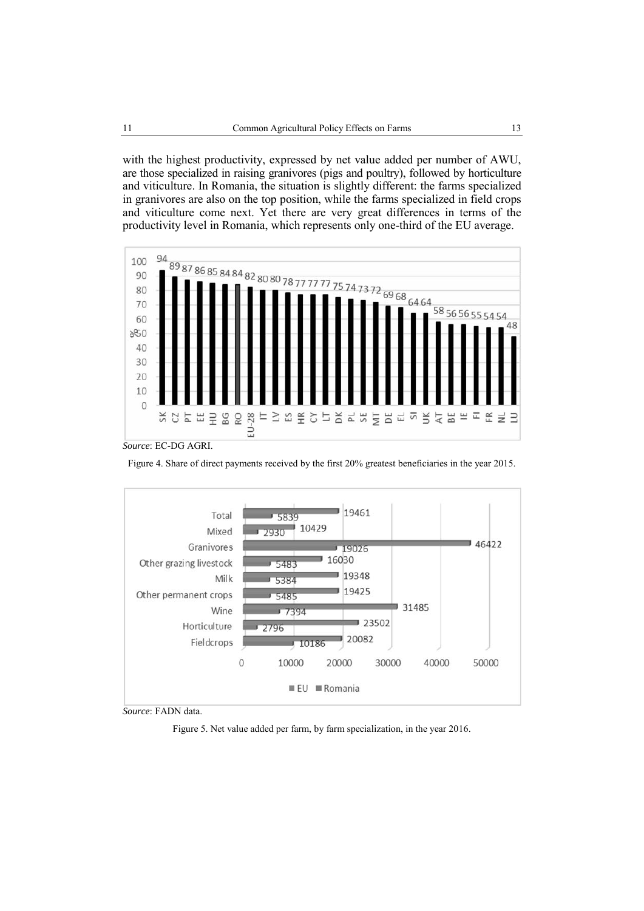with the highest productivity, expressed by net value added per number of AWU, are those specialized in raising granivores (pigs and poultry), followed by horticulture and viticulture. In Romania, the situation is slightly different: the farms specialized in granivores are also on the top position, while the farms specialized in field crops and viticulture come next. Yet there are very great differences in terms of the productivity level in Romania, which represents only one-third of the EU average.

100
90
80
70
60
%50
40
30
20
10
0

94 89 87 86 85 84 84 82 80 80 78 77 77 77 75 74 73 72 69 68 64 64 58 56 56 55 54 54 48

SK CZ PT EE HU BG RO EU-28 IT LV ES HR CY LT DK PL SE MT DE EL SI UK AT BE IE FI FR NL LU

*Source*: EC-DG AGRI.

Figure 4. Share of direct payments received by the first 20% greatest beneficiaries in the year 2015.

Total 19461 5839
Mixed 10429 2930
Granivores 46422 19026
Other grazing livestock 16030 5483
Milk 19348 5384
Other permanent crops 19425 5485
Wine 31485 7394
Horticulture 23502 2796
Fieldcrops 20082 10186

0 10000 20000 30000 40000 50000

EU Romania

*Source*: FADN data.

Figure 5. Net value added per farm, by farm specialization, in the year 2016.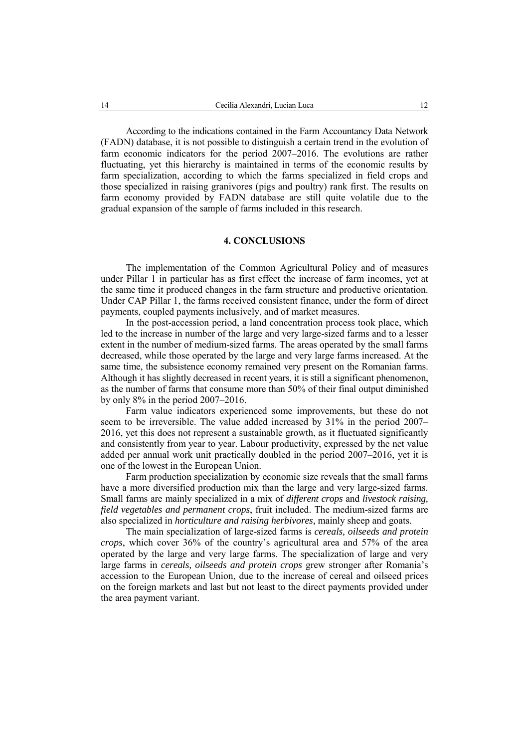According to the indications contained in the Farm Accountancy Data Network (FADN) database, it is not possible to distinguish a certain trend in the evolution of farm economic indicators for the period 2007–2016. The evolutions are rather fluctuating, yet this hierarchy is maintained in terms of the economic results by farm specialization, according to which the farms specialized in field crops and those specialized in raising granivores (pigs and poultry) rank first. The results on farm economy provided by FADN database are still quite volatile due to the gradual expansion of the sample of farms included in this research.

## 4. CONCLUSIONS

The implementation of the Common Agricultural Policy and of measures under Pillar 1 in particular has as first effect the increase of farm incomes, yet at the same time it produced changes in the farm structure and productive orientation. Under CAP Pillar 1, the farms received consistent finance, under the form of direct payments, coupled payments inclusively, and of market measures.

In the post-accession period, a land concentration process took place, which led to the increase in number of the large and very large-sized farms and to a lesser extent in the number of medium-sized farms. The areas operated by the small farms decreased, while those operated by the large and very large farms increased. At the same time, the subsistence economy remained very present on the Romanian farms. Although it has slightly decreased in recent years, it is still a significant phenomenon, as the number of farms that consume more than 50% of their final output diminished by only 8% in the period 2007–2016.

Farm value indicators experienced some improvements, but these do not seem to be irreversible. The value added increased by 31% in the period 2007–2016, yet this does not represent a sustainable growth, as it fluctuated significantly and consistently from year to year. Labour productivity, expressed by the net value added per annual work unit practically doubled in the period 2007–2016, yet it is one of the lowest in the European Union.

Farm production specialization by economic size reveals that the small farms have a more diversified production mix than the large and very large-sized farms. Small farms are mainly specialized in a mix of *different crops* and *livestock raising, field vegetables and permanent crops*, fruit included. The medium-sized farms are also specialized in *horticulture and raising herbivores,* mainly sheep and goats.

The main specialization of large-sized farms is *cereals, oilseeds and protein crops*, which cover 36% of the country's agricultural area and 57% of the area operated by the large and very large farms. The specialization of large and very large farms in *cereals, oilseeds and protein crops* grew stronger after Romania's accession to the European Union, due to the increase of cereal and oilseed prices on the foreign markets and last but not least to the direct payments provided under the area payment variant.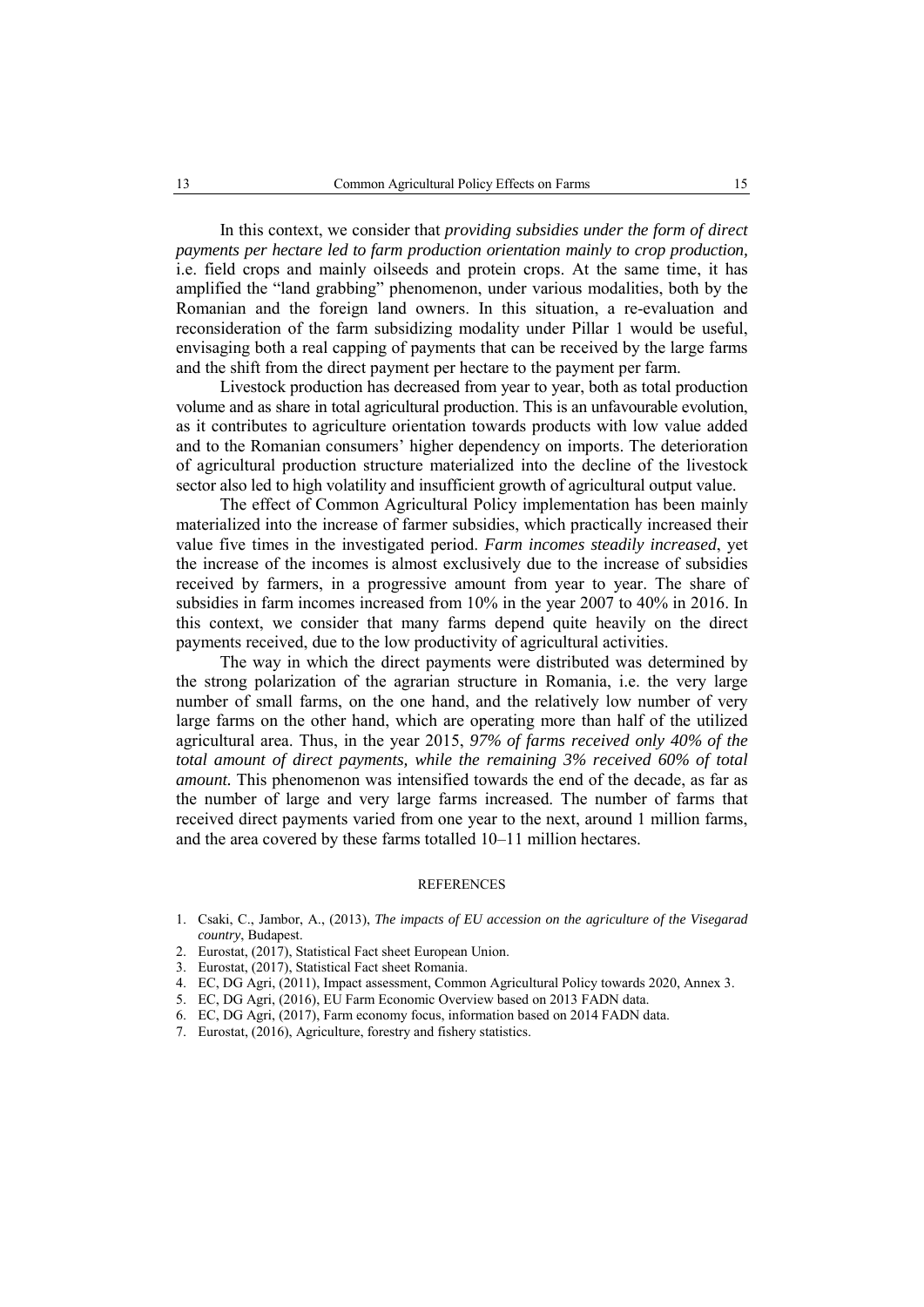In this context, we consider that *providing subsidies under the form of direct payments per hectare led to farm production orientation mainly to crop production,* i.e. field crops and mainly oilseeds and protein crops. At the same time, it has amplified the "land grabbing" phenomenon, under various modalities, both by the Romanian and the foreign land owners. In this situation, a re-evaluation and reconsideration of the farm subsidizing modality under Pillar 1 would be useful, envisaging both a real capping of payments that can be received by the large farms and the shift from the direct payment per hectare to the payment per farm.

Livestock production has decreased from year to year, both as total production volume and as share in total agricultural production. This is an unfavourable evolution, as it contributes to agriculture orientation towards products with low value added and to the Romanian consumers' higher dependency on imports. The deterioration of agricultural production structure materialized into the decline of the livestock sector also led to high volatility and insufficient growth of agricultural output value.

The effect of Common Agricultural Policy implementation has been mainly materialized into the increase of farmer subsidies, which practically increased their value five times in the investigated period. *Farm incomes steadily increased*, yet the increase of the incomes is almost exclusively due to the increase of subsidies received by farmers, in a progressive amount from year to year. The share of subsidies in farm incomes increased from 10% in the year 2007 to 40% in 2016. In this context, we consider that many farms depend quite heavily on the direct payments received, due to the low productivity of agricultural activities.

The way in which the direct payments were distributed was determined by the strong polarization of the agrarian structure in Romania, i.e. the very large number of small farms, on the one hand, and the relatively low number of very large farms on the other hand, which are operating more than half of the utilized agricultural area. Thus, in the year 2015, *97% of farms received only 40% of the total amount of direct payments, while the remaining 3% received 60% of total amount.* This phenomenon was intensified towards the end of the decade, as far as the number of large and very large farms increased. The number of farms that received direct payments varied from one year to the next, around 1 million farms, and the area covered by these farms totalled 10–11 million hectares.

## REFERENCES

1. Csaki, C., Jambor, A., (2013), *The impacts of EU accession on the agriculture of the Visegarad country*, Budapest.
2. Eurostat, (2017), Statistical Fact sheet European Union.
3. Eurostat, (2017), Statistical Fact sheet Romania.
4. EC, DG Agri, (2011), Impact assessment, Common Agricultural Policy towards 2020, Annex 3.
5. EC, DG Agri, (2016), EU Farm Economic Overview based on 2013 FADN data.
6. EC, DG Agri, (2017), Farm economy focus, information based on 2014 FADN data.
7. Eurostat, (2016), Agriculture, forestry and fishery statistics.